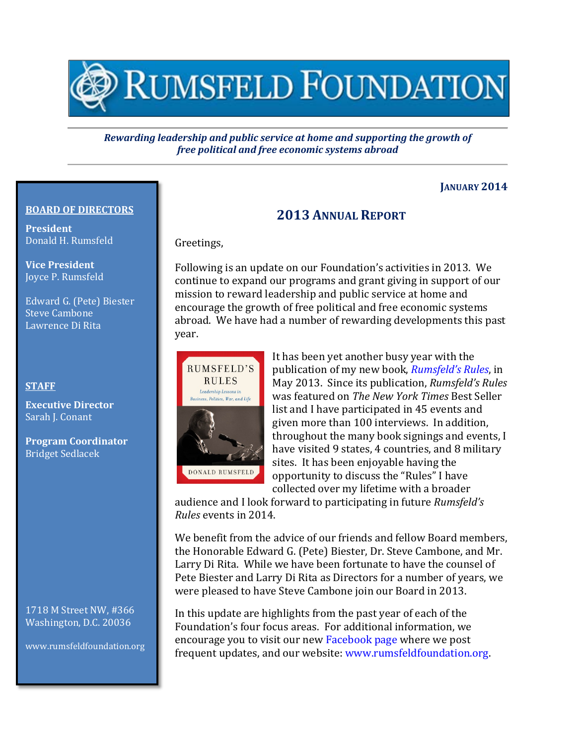# RUMSFELD FOUNDATION

***Rewarding leadership and public service at home and supporting the growth of free political and free economic systems abroad***

**JANUARY 2014**

## 2013 ANNUAL REPORT

Greetings,

Following is an update on our Foundation's activities in 2013. We continue to expand our programs and grant giving in support of our mission to reward leadership and public service at home and encourage the growth of free political and free economic systems abroad. We have had a number of rewarding developments this past year.

It has been yet another busy year with the publication of my new book, *Rumsfeld's Rules*, in May 2013. Since its publication, *Rumsfeld's Rules* was featured on *The New York Times* Best Seller list and I have participated in 45 events and given more than 100 interviews. In addition, throughout the many book signings and events, I have visited 9 states, 4 countries, and 8 military sites. It has been enjoyable having the opportunity to discuss the "Rules" I have collected over my lifetime with a broader audience and I look forward to participating in future *Rumsfeld's Rules* events in 2014.

We benefit from the advice of our friends and fellow Board members, the Honorable Edward G. (Pete) Biester, Dr. Steve Cambone, and Mr. Larry Di Rita. While we have been fortunate to have the counsel of Pete Biester and Larry Di Rita as Directors for a number of years, we were pleased to have Steve Cambone join our Board in 2013.

In this update are highlights from the past year of each of the Foundation's four focus areas. For additional information, we encourage you to visit our new Facebook page where we post frequent updates, and our website: www.rumsfeldfoundation.org.

**BOARD OF DIRECTORS**

**President**
Donald H. Rumsfeld

**Vice President**
Joyce P. Rumsfeld

Edward G. (Pete) Biester
Steve Cambone
Lawrence Di Rita

**STAFF**

**Executive Director**
Sarah J. Conant

**Program Coordinator**
Bridget Sedlacek

1718 M Street NW, #366
Washington, D.C. 20036

www.rumsfeldfoundation.org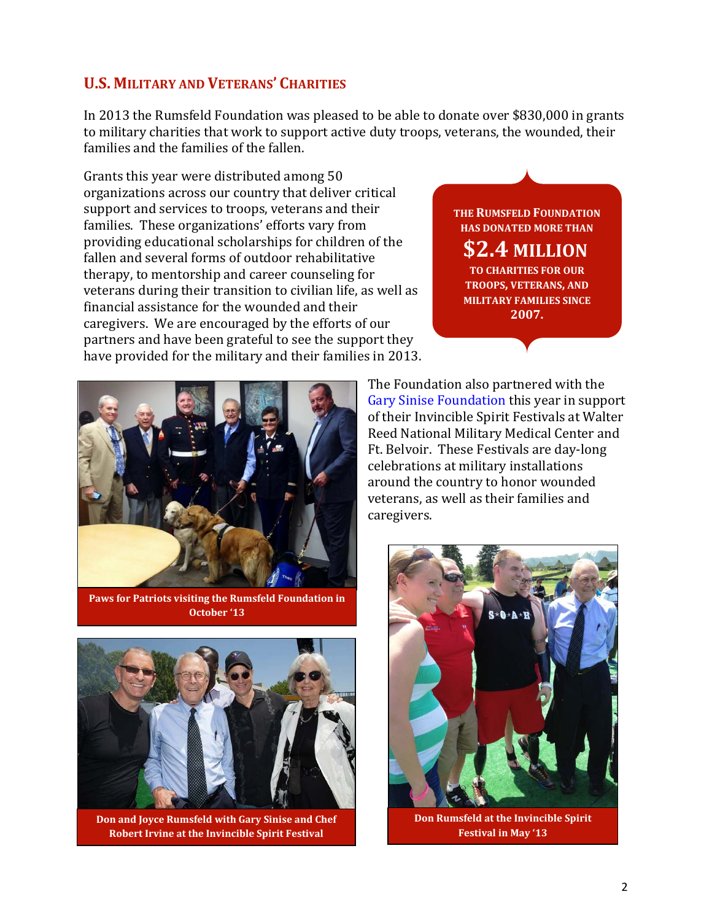## U.S. Military and Veterans' Charities

In 2013 the Rumsfeld Foundation was pleased to be able to donate over $830,000 in grants to military charities that work to support active duty troops, veterans, the wounded, their families and the families of the fallen.

Grants this year were distributed among 50 organizations across our country that deliver critical support and services to troops, veterans and their families. These organizations' efforts vary from providing educational scholarships for children of the fallen and several forms of outdoor rehabilitative therapy, to mentorship and career counseling for veterans during their transition to civilian life, as well as financial assistance for the wounded and their caregivers. We are encouraged by the efforts of our partners and have been grateful to see the support they have provided for the military and their families in 2013.

**THE RUMSFELD FOUNDATION HAS DONATED MORE THAN $2.4 MILLION TO CHARITIES FOR OUR TROOPS, VETERANS, AND MILITARY FAMILIES SINCE 2007.**

The Foundation also partnered with the Gary Sinise Foundation this year in support of their Invincible Spirit Festivals at Walter Reed National Military Medical Center and Ft. Belvoir. These Festivals are day-long celebrations at military installations around the country to honor wounded veterans, as well as their families and caregivers.

**Paws for Patriots visiting the Rumsfeld Foundation in October '13**

**Don and Joyce Rumsfeld with Gary Sinise and Chef Robert Irvine at the Invincible Spirit Festival**

**Don Rumsfeld at the Invincible Spirit Festival in May '13**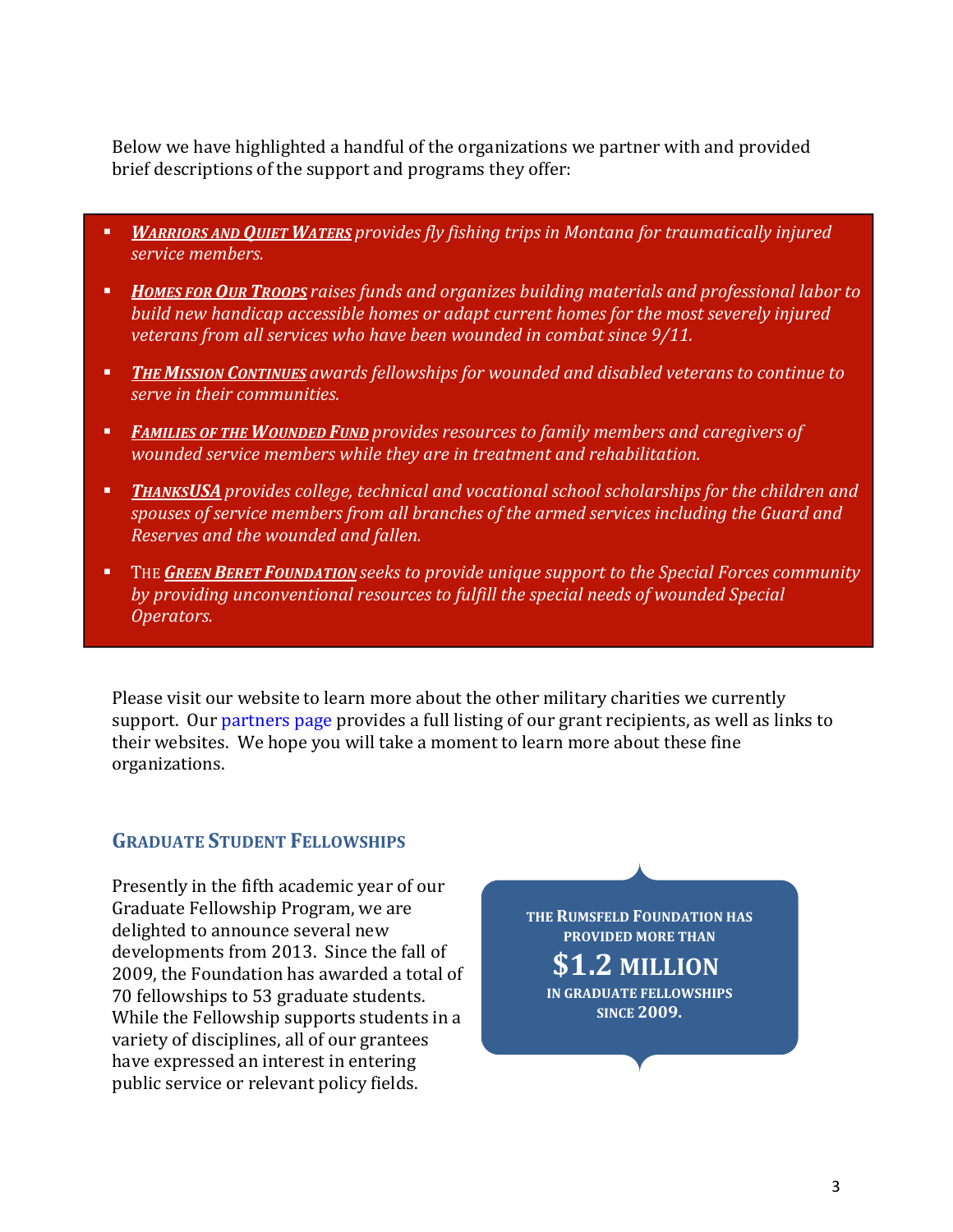Below we have highlighted a handful of the organizations we partner with and provided brief descriptions of the support and programs they offer:

- ***Warriors and Quiet Waters*** *provides fly fishing trips in Montana for traumatically injured service members.*
- ***Homes for Our Troops*** *raises funds and organizes building materials and professional labor to build new handicap accessible homes or adapt current homes for the most severely injured veterans from all services who have been wounded in combat since 9/11.*
- ***The Mission Continues*** *awards fellowships for wounded and disabled veterans to continue to serve in their communities.*
- ***Families of the Wounded Fund*** *provides resources to family members and caregivers of wounded service members while they are in treatment and rehabilitation.*
- ***ThanksUSA*** *provides college, technical and vocational school scholarships for the children and spouses of service members from all branches of the armed services including the Guard and Reserves and the wounded and fallen.*
- The ***Green Beret Foundation*** *seeks to provide unique support to the Special Forces community by providing unconventional resources to fulfill the special needs of wounded Special Operators.*

Please visit our website to learn more about the other military charities we currently support. Our partners page provides a full listing of our grant recipients, as well as links to their websites. We hope you will take a moment to learn more about these fine organizations.

## Graduate Student Fellowships

Presently in the fifth academic year of our Graduate Fellowship Program, we are delighted to announce several new developments from 2013. Since the fall of 2009, the Foundation has awarded a total of 70 fellowships to 53 graduate students. While the Fellowship supports students in a variety of disciplines, all of our grantees have expressed an interest in entering public service or relevant policy fields.

**The Rumsfeld Foundation has provided more than**
**$1.2 million**
**in graduate fellowships since 2009.**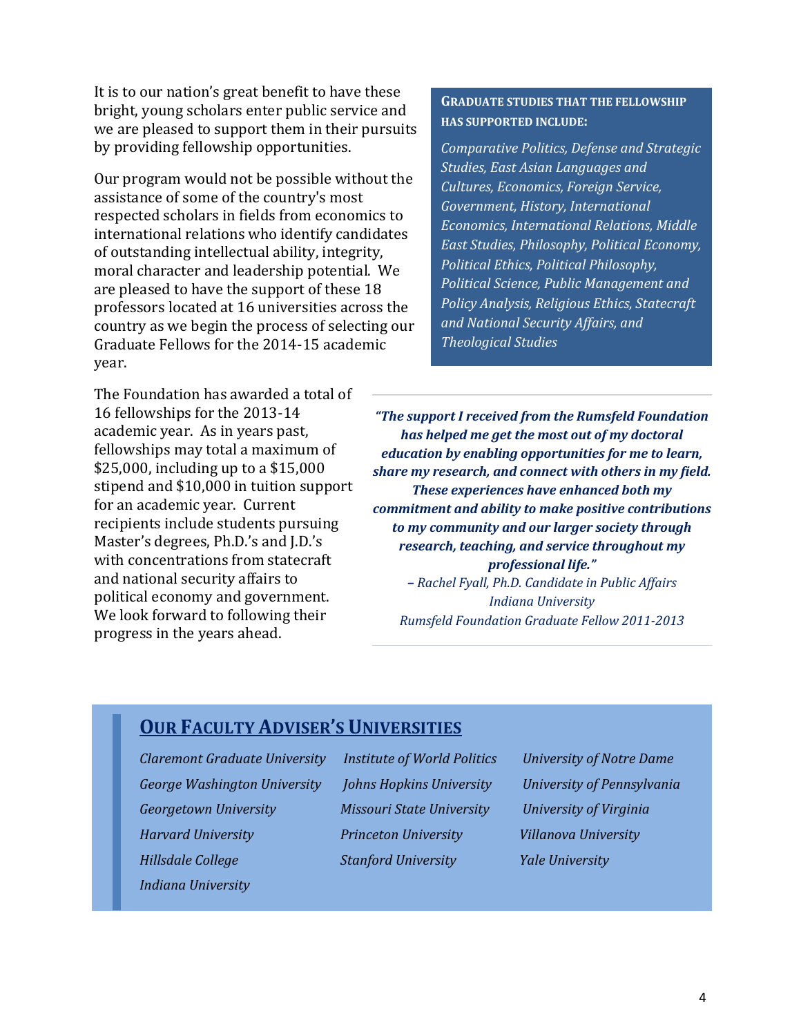It is to our nation's great benefit to have these bright, young scholars enter public service and we are pleased to support them in their pursuits by providing fellowship opportunities.

Our program would not be possible without the assistance of some of the country's most respected scholars in fields from economics to international relations who identify candidates of outstanding intellectual ability, integrity, moral character and leadership potential. We are pleased to have the support of these 18 professors located at 16 universities across the country as we begin the process of selecting our Graduate Fellows for the 2014-15 academic year.

The Foundation has awarded a total of 16 fellowships for the 2013-14 academic year. As in years past, fellowships may total a maximum of $25,000, including up to a $15,000 stipend and $10,000 in tuition support for an academic year. Current recipients include students pursuing Master's degrees, Ph.D.'s and J.D.'s with concentrations from statecraft and national security affairs to political economy and government. We look forward to following their progress in the years ahead.

**GRADUATE STUDIES THAT THE FELLOWSHIP HAS SUPPORTED INCLUDE:**

*Comparative Politics, Defense and Strategic Studies, East Asian Languages and Cultures, Economics, Foreign Service, Government, History, International Economics, International Relations, Middle East Studies, Philosophy, Political Economy, Political Ethics, Political Philosophy, Political Science, Public Management and Policy Analysis, Religious Ethics, Statecraft and National Security Affairs, and Theological Studies*

***"The support I received from the Rumsfeld Foundation has helped me get the most out of my doctoral education by enabling opportunities for me to learn, share my research, and connect with others in my field. These experiences have enhanced both my commitment and ability to make positive contributions to my community and our larger society through research, teaching, and service throughout my professional life."***

*– Rachel Fyall, Ph.D. Candidate in Public Affairs*
*Indiana University*
*Rumsfeld Foundation Graduate Fellow 2011-2013*

## OUR FACULTY ADVISER'S UNIVERSITIES

*Claremont Graduate University*
*George Washington University*
*Georgetown University*
*Harvard University*
*Hillsdale College*
*Indiana University*
*Institute of World Politics*
*Johns Hopkins University*
*Missouri State University*
*Princeton University*
*Stanford University*
*University of Notre Dame*
*University of Pennsylvania*
*University of Virginia*
*Villanova University*
*Yale University*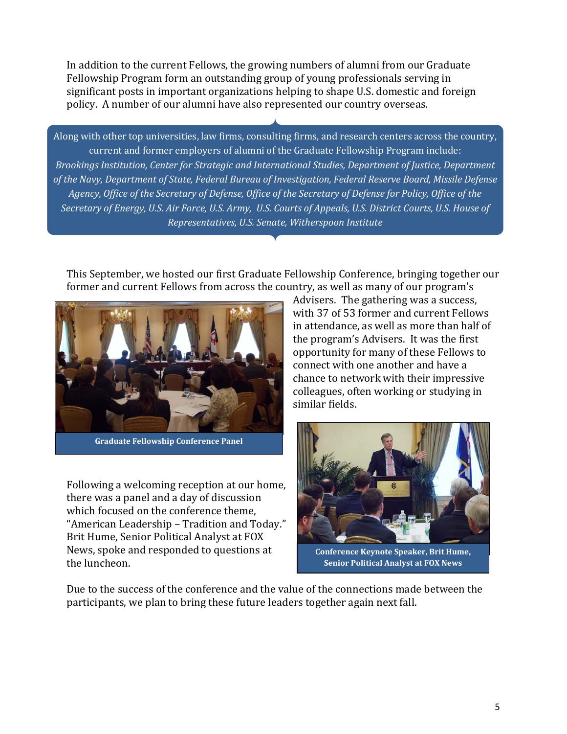In addition to the current Fellows, the growing numbers of alumni from our Graduate Fellowship Program form an outstanding group of young professionals serving in significant posts in important organizations helping to shape U.S. domestic and foreign policy. A number of our alumni have also represented our country overseas.

Along with other top universities, law firms, consulting firms, and research centers across the country, current and former employers of alumni of the Graduate Fellowship Program include: *Brookings Institution, Center for Strategic and International Studies, Department of Justice, Department of the Navy, Department of State, Federal Bureau of Investigation, Federal Reserve Board, Missile Defense Agency, Office of the Secretary of Defense, Office of the Secretary of Defense for Policy, Office of the Secretary of Energy, U.S. Air Force, U.S. Army, U.S. Courts of Appeals, U.S. District Courts, U.S. House of Representatives, U.S. Senate, Witherspoon Institute*

This September, we hosted our first Graduate Fellowship Conference, bringing together our former and current Fellows from across the country, as well as many of our program's Advisers. The gathering was a success, with 37 of 53 former and current Fellows in attendance, as well as more than half of the program's Advisers. It was the first opportunity for many of these Fellows to connect with one another and have a chance to network with their impressive colleagues, often working or studying in similar fields.

**Graduate Fellowship Conference Panel**

Following a welcoming reception at our home, there was a panel and a day of discussion which focused on the conference theme, "American Leadership – Tradition and Today." Brit Hume, Senior Political Analyst at FOX News, spoke and responded to questions at the luncheon.

**Conference Keynote Speaker, Brit Hume, Senior Political Analyst at FOX News**

Due to the success of the conference and the value of the connections made between the participants, we plan to bring these future leaders together again next fall.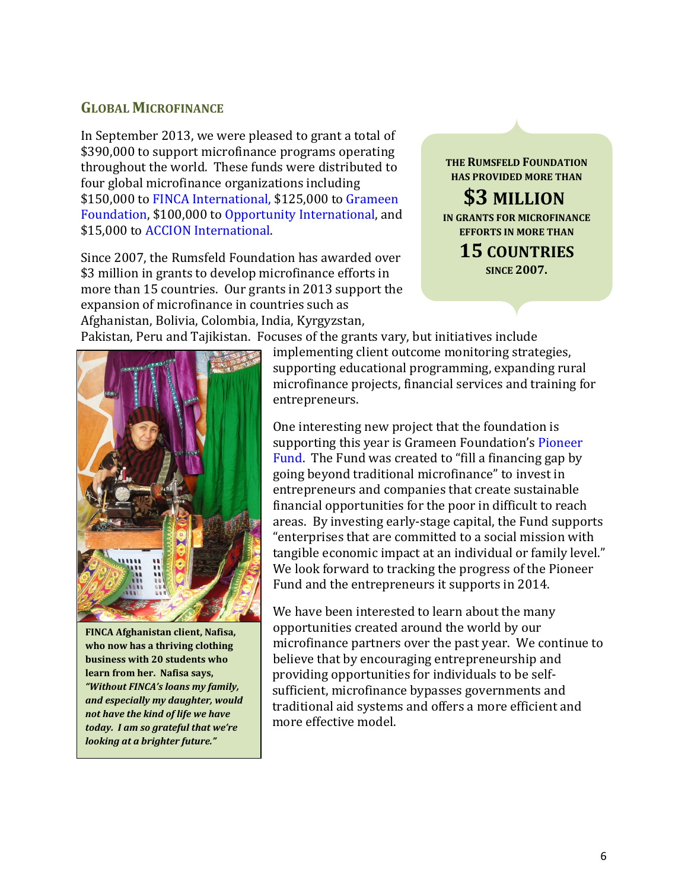## Global Microfinance

In September 2013, we were pleased to grant a total of $390,000 to support microfinance programs operating throughout the world. These funds were distributed to four global microfinance organizations including $150,000 to FINCA International, $125,000 to Grameen Foundation, $100,000 to Opportunity International, and $15,000 to ACCION International.

**The Rumsfeld Foundation has provided more than $3 million in grants for microfinance efforts in more than 15 countries since 2007.**

Since 2007, the Rumsfeld Foundation has awarded over $3 million in grants to develop microfinance efforts in more than 15 countries. Our grants in 2013 support the expansion of microfinance in countries such as Afghanistan, Bolivia, Colombia, India, Kyrgyzstan, Pakistan, Peru and Tajikistan. Focuses of the grants vary, but initiatives include implementing client outcome monitoring strategies, supporting educational programming, expanding rural microfinance projects, financial services and training for entrepreneurs.

**FINCA Afghanistan client, Nafisa, who now has a thriving clothing business with 20 students who learn from her. Nafisa says, *"Without FINCA's loans my family, and especially my daughter, would not have the kind of life we have today. I am so grateful that we're looking at a brighter future."***

One interesting new project that the foundation is supporting this year is Grameen Foundation's Pioneer Fund. The Fund was created to "fill a financing gap by going beyond traditional microfinance" to invest in entrepreneurs and companies that create sustainable financial opportunities for the poor in difficult to reach areas. By investing early-stage capital, the Fund supports "enterprises that are committed to a social mission with tangible economic impact at an individual or family level." We look forward to tracking the progress of the Pioneer Fund and the entrepreneurs it supports in 2014.

We have been interested to learn about the many opportunities created around the world by our microfinance partners over the past year. We continue to believe that by encouraging entrepreneurship and providing opportunities for individuals to be self-sufficient, microfinance bypasses governments and traditional aid systems and offers a more efficient and more effective model.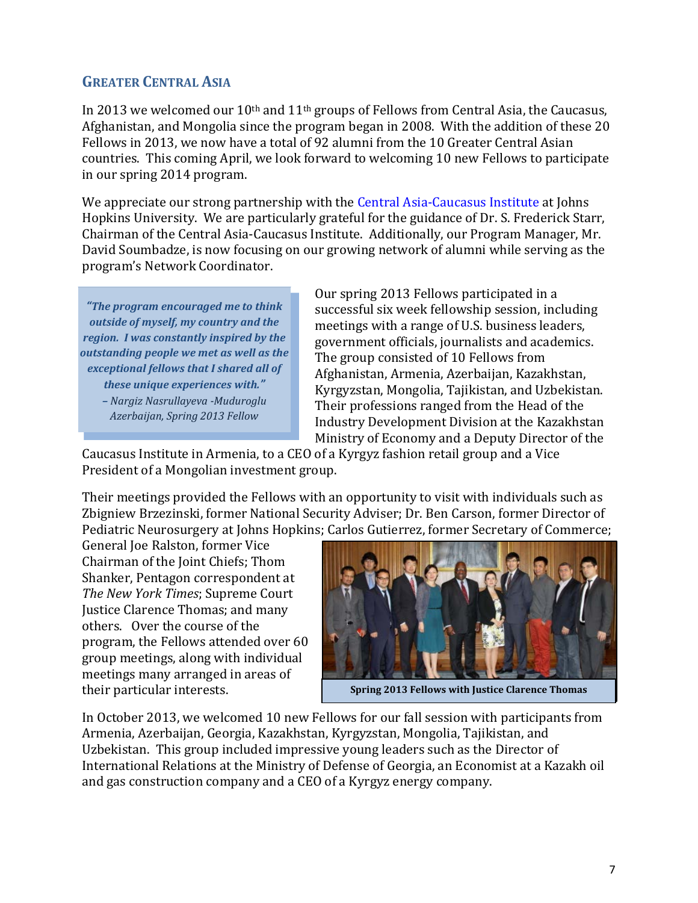## Greater Central Asia

In 2013 we welcomed our 10th and 11th groups of Fellows from Central Asia, the Caucasus, Afghanistan, and Mongolia since the program began in 2008. With the addition of these 20 Fellows in 2013, we now have a total of 92 alumni from the 10 Greater Central Asian countries. This coming April, we look forward to welcoming 10 new Fellows to participate in our spring 2014 program.

We appreciate our strong partnership with the Central Asia-Caucasus Institute at Johns Hopkins University. We are particularly grateful for the guidance of Dr. S. Frederick Starr, Chairman of the Central Asia-Caucasus Institute. Additionally, our Program Manager, Mr. David Soumbadze, is now focusing on our growing network of alumni while serving as the program's Network Coordinator.

> ***"The program encouraged me to think outside of myself, my country and the region. I was constantly inspired by the outstanding people we met as well as the exceptional fellows that I shared all of these unique experiences with."***
> *– Nargiz Nasrullayeva -Muduroglu Azerbaijan, Spring 2013 Fellow*

Our spring 2013 Fellows participated in a successful six week fellowship session, including meetings with a range of U.S. business leaders, government officials, journalists and academics. The group consisted of 10 Fellows from Afghanistan, Armenia, Azerbaijan, Kazakhstan, Kyrgyzstan, Mongolia, Tajikistan, and Uzbekistan. Their professions ranged from the Head of the Industry Development Division at the Kazakhstan Ministry of Economy and a Deputy Director of the Caucasus Institute in Armenia, to a CEO of a Kyrgyz fashion retail group and a Vice President of a Mongolian investment group.

Their meetings provided the Fellows with an opportunity to visit with individuals such as Zbigniew Brzezinski, former National Security Adviser; Dr. Ben Carson, former Director of Pediatric Neurosurgery at Johns Hopkins; Carlos Gutierrez, former Secretary of Commerce; General Joe Ralston, former Vice Chairman of the Joint Chiefs; Thom Shanker, Pentagon correspondent at *The New York Times*; Supreme Court Justice Clarence Thomas; and many others. Over the course of the program, the Fellows attended over 60 group meetings, along with individual meetings many arranged in areas of their particular interests.

**Spring 2013 Fellows with Justice Clarence Thomas**

In October 2013, we welcomed 10 new Fellows for our fall session with participants from Armenia, Azerbaijan, Georgia, Kazakhstan, Kyrgyzstan, Mongolia, Tajikistan, and Uzbekistan. This group included impressive young leaders such as the Director of International Relations at the Ministry of Defense of Georgia, an Economist at a Kazakh oil and gas construction company and a CEO of a Kyrgyz energy company.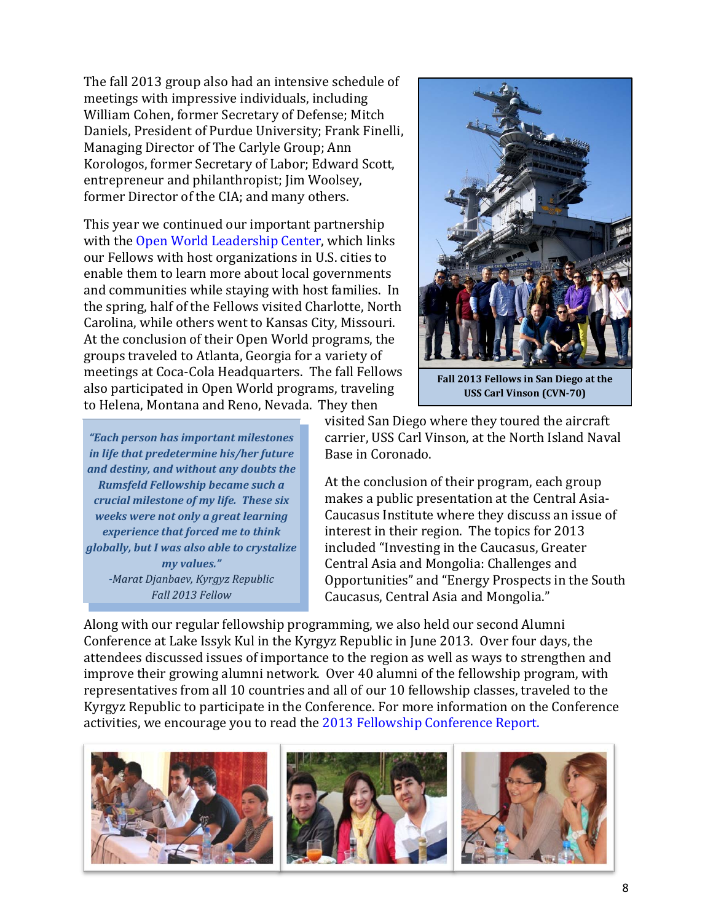The fall 2013 group also had an intensive schedule of meetings with impressive individuals, including William Cohen, former Secretary of Defense; Mitch Daniels, President of Purdue University; Frank Finelli, Managing Director of The Carlyle Group; Ann Korologos, former Secretary of Labor; Edward Scott, entrepreneur and philanthropist; Jim Woolsey, former Director of the CIA; and many others.

This year we continued our important partnership with the Open World Leadership Center, which links our Fellows with host organizations in U.S. cities to enable them to learn more about local governments and communities while staying with host families. In the spring, half of the Fellows visited Charlotte, North Carolina, while others went to Kansas City, Missouri. At the conclusion of their Open World programs, the groups traveled to Atlanta, Georgia for a variety of meetings at Coca-Cola Headquarters. The fall Fellows also participated in Open World programs, traveling to Helena, Montana and Reno, Nevada. They then visited San Diego where they toured the aircraft carrier, USS Carl Vinson, at the North Island Naval Base in Coronado.

**Fall 2013 Fellows in San Diego at the USS Carl Vinson (CVN-70)**

> ***"Each person has important milestones in life that predetermine his/her future and destiny, and without any doubts the Rumsfeld Fellowship became such a crucial milestone of my life. These six weeks were not only a great learning experience that forced me to think globally, but I was also able to crystalize my values."***
>
> *-Marat Djanbaev, Kyrgyz Republic*
> *Fall 2013 Fellow*

At the conclusion of their program, each group makes a public presentation at the Central Asia-Caucasus Institute where they discuss an issue of interest in their region. The topics for 2013 included "Investing in the Caucasus, Greater Central Asia and Mongolia: Challenges and Opportunities" and "Energy Prospects in the South Caucasus, Central Asia and Mongolia."

Along with our regular fellowship programming, we also held our second Alumni Conference at Lake Issyk Kul in the Kyrgyz Republic in June 2013. Over four days, the attendees discussed issues of importance to the region as well as ways to strengthen and improve their growing alumni network. Over 40 alumni of the fellowship program, with representatives from all 10 countries and all of our 10 fellowship classes, traveled to the Kyrgyz Republic to participate in the Conference. For more information on the Conference activities, we encourage you to read the 2013 Fellowship Conference Report.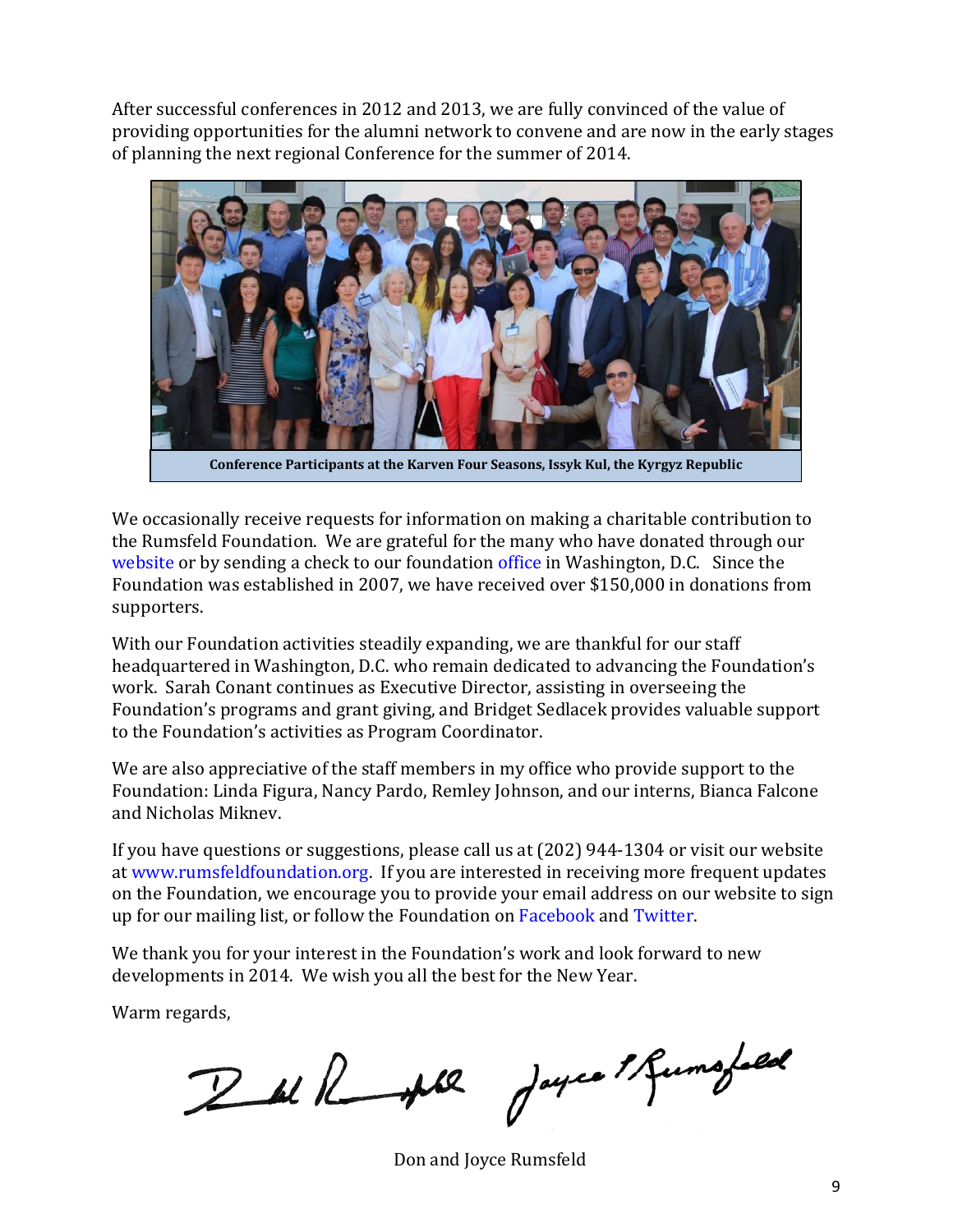After successful conferences in 2012 and 2013, we are fully convinced of the value of providing opportunities for the alumni network to convene and are now in the early stages of planning the next regional Conference for the summer of 2014.

**Conference Participants at the Karven Four Seasons, Issyk Kul, the Kyrgyz Republic**

We occasionally receive requests for information on making a charitable contribution to the Rumsfeld Foundation. We are grateful for the many who have donated through our website or by sending a check to our foundation office in Washington, D.C. Since the Foundation was established in 2007, we have received over $150,000 in donations from supporters.

With our Foundation activities steadily expanding, we are thankful for our staff headquartered in Washington, D.C. who remain dedicated to advancing the Foundation's work. Sarah Conant continues as Executive Director, assisting in overseeing the Foundation's programs and grant giving, and Bridget Sedlacek provides valuable support to the Foundation's activities as Program Coordinator.

We are also appreciative of the staff members in my office who provide support to the Foundation: Linda Figura, Nancy Pardo, Remley Johnson, and our interns, Bianca Falcone and Nicholas Miknev.

If you have questions or suggestions, please call us at (202) 944-1304 or visit our website at www.rumsfeldfoundation.org. If you are interested in receiving more frequent updates on the Foundation, we encourage you to provide your email address on our website to sign up for our mailing list, or follow the Foundation on Facebook and Twitter.

We thank you for your interest in the Foundation's work and look forward to new developments in 2014. We wish you all the best for the New Year.

Warm regards,

Don and Joyce Rumsfeld